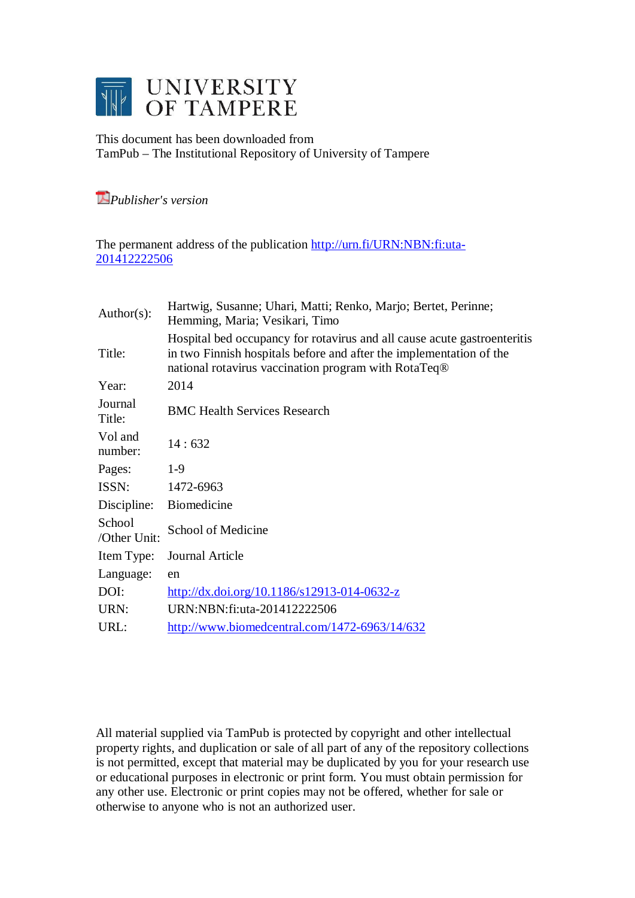# UNIVERSITY OF TAMPERE

This document has been downloaded from
TamPub – The Institutional Repository of University of Tampere

*Publisher's version*

The permanent address of the publication http://urn.fi/URN:NBN:fi:uta-201412222506

| | |
|---|---|
| Author(s): | Hartwig, Susanne; Uhari, Matti; Renko, Marjo; Bertet, Perinne; Hemming, Maria; Vesikari, Timo |
| Title: | Hospital bed occupancy for rotavirus and all cause acute gastroenteritis in two Finnish hospitals before and after the implementation of the national rotavirus vaccination program with RotaTeq® |
| Year: | 2014 |
| Journal Title: | BMC Health Services Research |
| Vol and number: | 14 : 632 |
| Pages: | 1-9 |
| ISSN: | 1472-6963 |
| Discipline: | Biomedicine |
| School /Other Unit: | School of Medicine |
| Item Type: | Journal Article |
| Language: | en |
| DOI: | http://dx.doi.org/10.1186/s12913-014-0632-z |
| URN: | URN:NBN:fi:uta-201412222506 |
| URL: | http://www.biomedcentral.com/1472-6963/14/632 |

All material supplied via TamPub is protected by copyright and other intellectual property rights, and duplication or sale of all part of any of the repository collections is not permitted, except that material may be duplicated by you for your research use or educational purposes in electronic or print form. You must obtain permission for any other use. Electronic or print copies may not be offered, whether for sale or otherwise to anyone who is not an authorized user.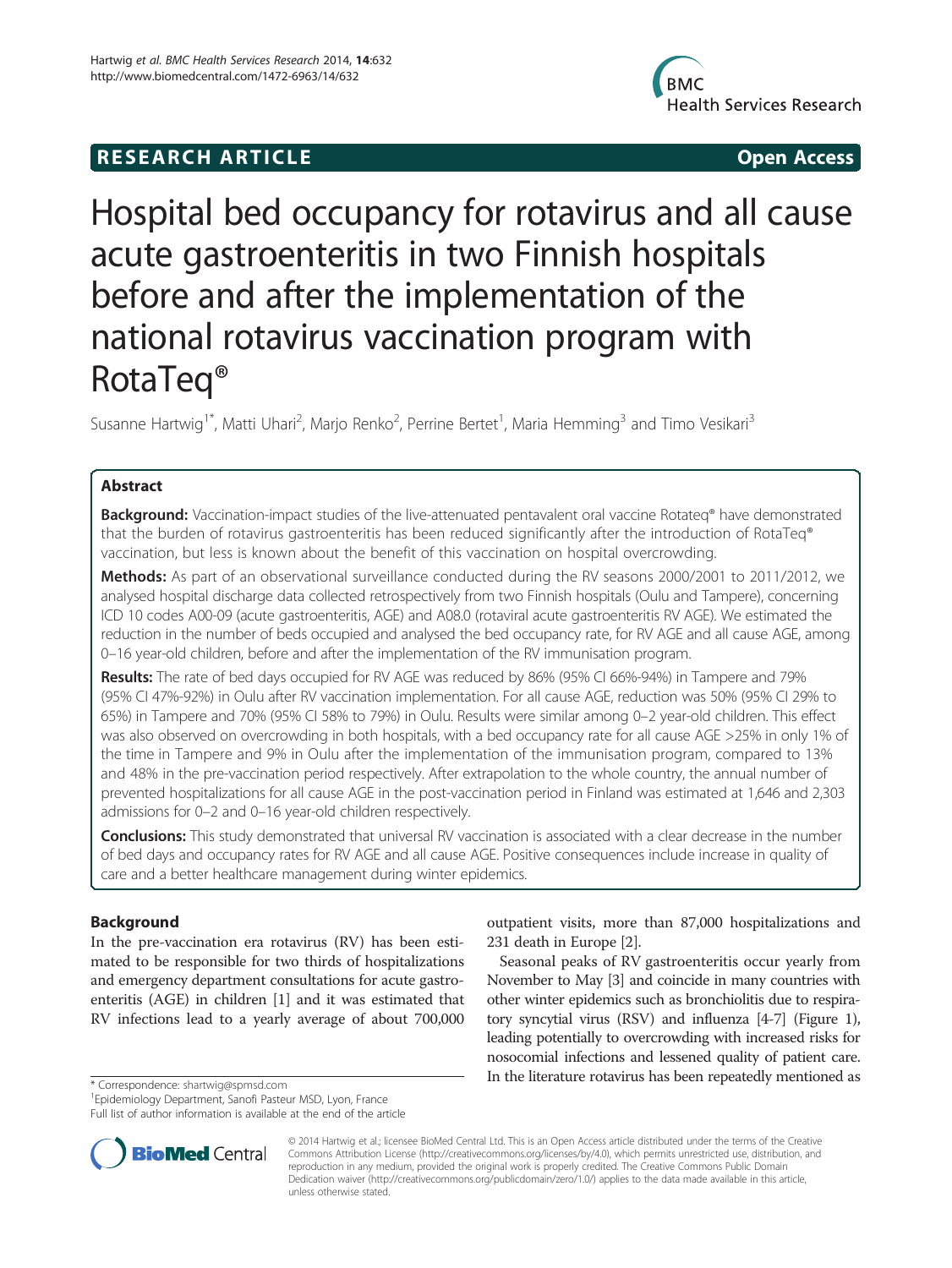# Hospital bed occupancy for rotavirus and all cause acute gastroenteritis in two Finnish hospitals before and after the implementation of the national rotavirus vaccination program with RotaTeq®

Susanne Hartwig[1*], Matti Uhari[2], Marjo Renko[2], Perrine Bertet[1], Maria Hemming[3] and Timo Vesikari[3]

## Abstract

**Background:** Vaccination-impact studies of the live-attenuated pentavalent oral vaccine Rotateq® have demonstrated that the burden of rotavirus gastroenteritis has been reduced significantly after the introduction of RotaTeq® vaccination, but less is known about the benefit of this vaccination on hospital overcrowding.

**Methods:** As part of an observational surveillance conducted during the RV seasons 2000/2001 to 2011/2012, we analysed hospital discharge data collected retrospectively from two Finnish hospitals (Oulu and Tampere), concerning ICD 10 codes A00-09 (acute gastroenteritis, AGE) and A08.0 (rotaviral acute gastroenteritis RV AGE). We estimated the reduction in the number of beds occupied and analysed the bed occupancy rate, for RV AGE and all cause AGE, among 0–16 year-old children, before and after the implementation of the RV immunisation program.

**Results:** The rate of bed days occupied for RV AGE was reduced by 86% (95% CI 66%-94%) in Tampere and 79% (95% CI 47%-92%) in Oulu after RV vaccination implementation. For all cause AGE, reduction was 50% (95% CI 29% to 65%) in Tampere and 70% (95% CI 58% to 79%) in Oulu. Results were similar among 0–2 year-old children. This effect was also observed on overcrowding in both hospitals, with a bed occupancy rate for all cause AGE >25% in only 1% of the time in Tampere and 9% in Oulu after the implementation of the immunisation program, compared to 13% and 48% in the pre-vaccination period respectively. After extrapolation to the whole country, the annual number of prevented hospitalizations for all cause AGE in the post-vaccination period in Finland was estimated at 1,646 and 2,303 admissions for 0–2 and 0–16 year-old children respectively.

**Conclusions:** This study demonstrated that universal RV vaccination is associated with a clear decrease in the number of bed days and occupancy rates for RV AGE and all cause AGE. Positive consequences include increase in quality of care and a better healthcare management during winter epidemics.

## Background

In the pre-vaccination era rotavirus (RV) has been estimated to be responsible for two thirds of hospitalizations and emergency department consultations for acute gastroenteritis (AGE) in children [1] and it was estimated that RV infections lead to a yearly average of about 700,000 outpatient visits, more than 87,000 hospitalizations and 231 death in Europe [2].

Seasonal peaks of RV gastroenteritis occur yearly from November to May [3] and coincide in many countries with other winter epidemics such as bronchiolitis due to respiratory syncytial virus (RSV) and influenza [4-7] (Figure 1), leading potentially to overcrowding with increased risks for nosocomial infections and lessened quality of patient care. In the literature rotavirus has been repeatedly mentioned as

\* Correspondence: shartwig@spmsd.com
[1]Epidemiology Department, Sanofi Pasteur MSD, Lyon, France
Full list of author information is available at the end of the article

© 2014 Hartwig et al.; licensee BioMed Central Ltd. This is an Open Access article distributed under the terms of the Creative Commons Attribution License (http://creativecommons.org/licenses/by/4.0), which permits unrestricted use, distribution, and reproduction in any medium, provided the original work is properly credited. The Creative Commons Public Domain Dedication waiver (http://creativecommons.org/publicdomain/zero/1.0/) applies to the data made available in this article, unless otherwise stated.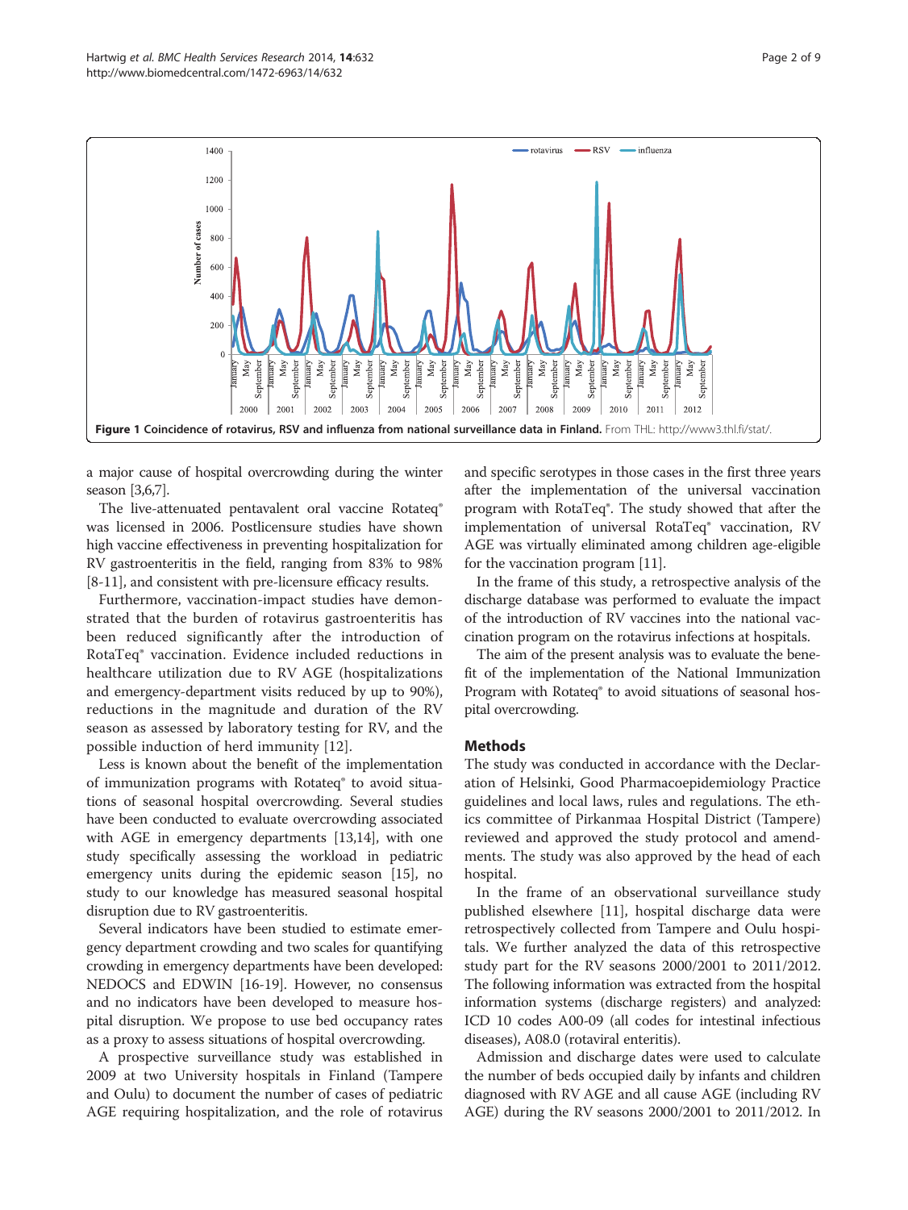**Figure 1 Coincidence of rotavirus, RSV and influenza from national surveillance data in Finland.** From THL: http://www3.thl.fi/stat/.

a major cause of hospital overcrowding during the winter season [3,6,7].

The live-attenuated pentavalent oral vaccine Rotateq® was licensed in 2006. Postlicensure studies have shown high vaccine effectiveness in preventing hospitalization for RV gastroenteritis in the field, ranging from 83% to 98% [8-11], and consistent with pre-licensure efficacy results.

Furthermore, vaccination-impact studies have demonstrated that the burden of rotavirus gastroenteritis has been reduced significantly after the introduction of RotaTeq® vaccination. Evidence included reductions in healthcare utilization due to RV AGE (hospitalizations and emergency-department visits reduced by up to 90%), reductions in the magnitude and duration of the RV season as assessed by laboratory testing for RV, and the possible induction of herd immunity [12].

Less is known about the benefit of the implementation of immunization programs with Rotateq® to avoid situations of seasonal hospital overcrowding. Several studies have been conducted to evaluate overcrowding associated with AGE in emergency departments [13,14], with one study specifically assessing the workload in pediatric emergency units during the epidemic season [15], no study to our knowledge has measured seasonal hospital disruption due to RV gastroenteritis.

Several indicators have been studied to estimate emergency department crowding and two scales for quantifying crowding in emergency departments have been developed: NEDOCS and EDWIN [16-19]. However, no consensus and no indicators have been developed to measure hospital disruption. We propose to use bed occupancy rates as a proxy to assess situations of hospital overcrowding.

A prospective surveillance study was established in 2009 at two University hospitals in Finland (Tampere and Oulu) to document the number of cases of pediatric AGE requiring hospitalization, and the role of rotavirus and specific serotypes in those cases in the first three years after the implementation of the universal vaccination program with RotaTeq®. The study showed that after the implementation of universal RotaTeq® vaccination, RV AGE was virtually eliminated among children age-eligible for the vaccination program [11].

In the frame of this study, a retrospective analysis of the discharge database was performed to evaluate the impact of the introduction of RV vaccines into the national vaccination program on the rotavirus infections at hospitals.

The aim of the present analysis was to evaluate the benefit of the implementation of the National Immunization Program with Rotateq® to avoid situations of seasonal hospital overcrowding.

## Methods

The study was conducted in accordance with the Declaration of Helsinki, Good Pharmacoepidemiology Practice guidelines and local laws, rules and regulations. The ethics committee of Pirkanmaa Hospital District (Tampere) reviewed and approved the study protocol and amendments. The study was also approved by the head of each hospital.

In the frame of an observational surveillance study published elsewhere [11], hospital discharge data were retrospectively collected from Tampere and Oulu hospitals. We further analyzed the data of this retrospective study part for the RV seasons 2000/2001 to 2011/2012. The following information was extracted from the hospital information systems (discharge registers) and analyzed: ICD 10 codes A00-09 (all codes for intestinal infectious diseases), A08.0 (rotaviral enteritis).

Admission and discharge dates were used to calculate the number of beds occupied daily by infants and children diagnosed with RV AGE and all cause AGE (including RV AGE) during the RV seasons 2000/2001 to 2011/2012. In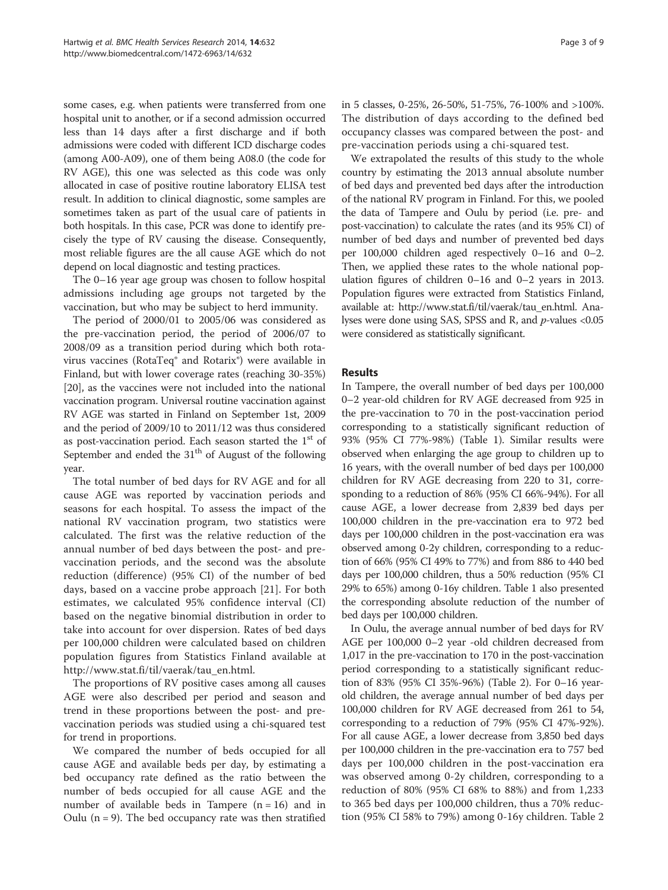some cases, e.g. when patients were transferred from one hospital unit to another, or if a second admission occurred less than 14 days after a first discharge and if both admissions were coded with different ICD discharge codes (among A00-A09), one of them being A08.0 (the code for RV AGE), this one was selected as this code was only allocated in case of positive routine laboratory ELISA test result. In addition to clinical diagnostic, some samples are sometimes taken as part of the usual care of patients in both hospitals. In this case, PCR was done to identify precisely the type of RV causing the disease. Consequently, most reliable figures are the all cause AGE which do not depend on local diagnostic and testing practices.

The 0–16 year age group was chosen to follow hospital admissions including age groups not targeted by the vaccination, but who may be subject to herd immunity.

The period of 2000/01 to 2005/06 was considered as the pre-vaccination period, the period of 2006/07 to 2008/09 as a transition period during which both rotavirus vaccines (RotaTeq® and Rotarix®) were available in Finland, but with lower coverage rates (reaching 30-35%) [20], as the vaccines were not included into the national vaccination program. Universal routine vaccination against RV AGE was started in Finland on September 1st, 2009 and the period of 2009/10 to 2011/12 was thus considered as post-vaccination period. Each season started the 1st of September and ended the 31th of August of the following year.

The total number of bed days for RV AGE and for all cause AGE was reported by vaccination periods and seasons for each hospital. To assess the impact of the national RV vaccination program, two statistics were calculated. The first was the relative reduction of the annual number of bed days between the post- and pre-vaccination periods, and the second was the absolute reduction (difference) (95% CI) of the number of bed days, based on a vaccine probe approach [21]. For both estimates, we calculated 95% confidence interval (CI) based on the negative binomial distribution in order to take into account for over dispersion. Rates of bed days per 100,000 children were calculated based on children population figures from Statistics Finland available at http://www.stat.fi/til/vaerak/tau_en.html.

The proportions of RV positive cases among all causes AGE were also described per period and season and trend in these proportions between the post- and pre-vaccination periods was studied using a chi-squared test for trend in proportions.

We compared the number of beds occupied for all cause AGE and available beds per day, by estimating a bed occupancy rate defined as the ratio between the number of beds occupied for all cause AGE and the number of available beds in Tampere (n = 16) and in Oulu (n = 9). The bed occupancy rate was then stratified in 5 classes, 0-25%, 26-50%, 51-75%, 76-100% and >100%. The distribution of days according to the defined bed occupancy classes was compared between the post- and pre-vaccination periods using a chi-squared test.

We extrapolated the results of this study to the whole country by estimating the 2013 annual absolute number of bed days and prevented bed days after the introduction of the national RV program in Finland. For this, we pooled the data of Tampere and Oulu by period (i.e. pre- and post-vaccination) to calculate the rates (and its 95% CI) of number of bed days and number of prevented bed days per 100,000 children aged respectively 0–16 and 0–2. Then, we applied these rates to the whole national population figures of children 0–16 and 0–2 years in 2013. Population figures were extracted from Statistics Finland, available at: http://www.stat.fi/til/vaerak/tau_en.html. Analyses were done using SAS, SPSS and R, and $p$-values <0.05 were considered as statistically significant.

## Results

In Tampere, the overall number of bed days per 100,000 0–2 year-old children for RV AGE decreased from 925 in the pre-vaccination to 70 in the post-vaccination period corresponding to a statistically significant reduction of 93% (95% CI 77%-98%) (Table 1). Similar results were observed when enlarging the age group to children up to 16 years, with the overall number of bed days per 100,000 children for RV AGE decreasing from 220 to 31, corresponding to a reduction of 86% (95% CI 66%-94%). For all cause AGE, a lower decrease from 2,839 bed days per 100,000 children in the pre-vaccination era to 972 bed days per 100,000 children in the post-vaccination era was observed among 0-2y children, corresponding to a reduction of 66% (95% CI 49% to 77%) and from 886 to 440 bed days per 100,000 children, thus a 50% reduction (95% CI 29% to 65%) among 0-16y children. Table 1 also presented the corresponding absolute reduction of the number of bed days per 100,000 children.

In Oulu, the average annual number of bed days for RV AGE per 100,000 0–2 year -old children decreased from 1,017 in the pre-vaccination to 170 in the post-vaccination period corresponding to a statistically significant reduction of 83% (95% CI 35%-96%) (Table 2). For 0–16 year-old children, the average annual number of bed days per 100,000 children for RV AGE decreased from 261 to 54, corresponding to a reduction of 79% (95% CI 47%-92%). For all cause AGE, a lower decrease from 3,850 bed days per 100,000 children in the pre-vaccination era to 757 bed days per 100,000 children in the post-vaccination era was observed among 0-2y children, corresponding to a reduction of 80% (95% CI 68% to 88%) and from 1,233 to 365 bed days per 100,000 children, thus a 70% reduction (95% CI 58% to 79%) among 0-16y children. Table 2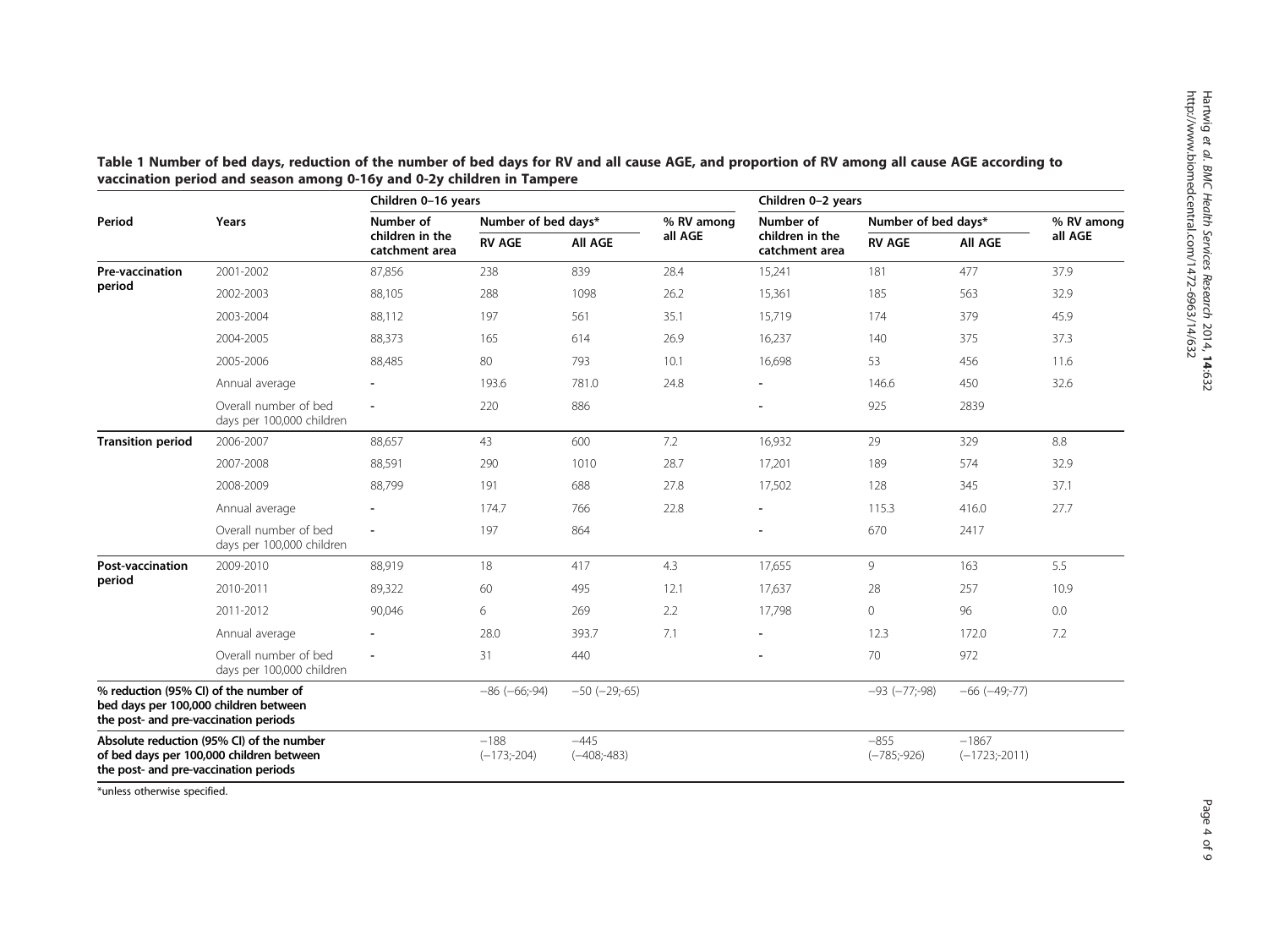**Table 1 Number of bed days, reduction of the number of bed days for RV and all cause AGE, and proportion of RV among all cause AGE according to vaccination period and season among 0-16y and 0-2y children in Tampere**

| Period | Years | Children 0–16 years | | | | Children 0–2 years | | | |
|---|---|---|---|---|---|---|---|---|---|
| | | Number of children in the catchment area | Number of bed days* | | % RV among all AGE | Number of children in the catchment area | Number of bed days* | | % RV among all AGE |
| | | | RV AGE | All AGE | | | RV AGE | All AGE | |
| **Pre-vaccination period** | 2001-2002 | 87,856 | 238 | 839 | 28.4 | 15,241 | 181 | 477 | 37.9 |
| | 2002-2003 | 88,105 | 288 | 1098 | 26.2 | 15,361 | 185 | 563 | 32.9 |
| | 2003-2004 | 88,112 | 197 | 561 | 35.1 | 15,719 | 174 | 379 | 45.9 |
| | 2004-2005 | 88,373 | 165 | 614 | 26.9 | 16,237 | 140 | 375 | 37.3 |
| | 2005-2006 | 88,485 | 80 | 793 | 10.1 | 16,698 | 53 | 456 | 11.6 |
| | Annual average | - | 193.6 | 781.0 | 24.8 | - | 146.6 | 450 | 32.6 |
| | Overall number of bed days per 100,000 children | - | 220 | 886 | | - | 925 | 2839 | |
| **Transition period** | 2006-2007 | 88,657 | 43 | 600 | 7.2 | 16,932 | 29 | 329 | 8.8 |
| | 2007-2008 | 88,591 | 290 | 1010 | 28.7 | 17,201 | 189 | 574 | 32.9 |
| | 2008-2009 | 88,799 | 191 | 688 | 27.8 | 17,502 | 128 | 345 | 37.1 |
| | Annual average | - | 174.7 | 766 | 22.8 | - | 115.3 | 416.0 | 27.7 |
| | Overall number of bed days per 100,000 children | - | 197 | 864 | | - | 670 | 2417 | |
| **Post-vaccination period** | 2009-2010 | 88,919 | 18 | 417 | 4.3 | 17,655 | 9 | 163 | 5.5 |
| | 2010-2011 | 89,322 | 60 | 495 | 12.1 | 17,637 | 28 | 257 | 10.9 |
| | 2011-2012 | 90,046 | 6 | 269 | 2.2 | 17,798 | 0 | 96 | 0.0 |
| | Annual average | - | 28.0 | 393.7 | 7.1 | - | 12.3 | 172.0 | 7.2 |
| | Overall number of bed days per 100,000 children | - | 31 | 440 | | - | 70 | 972 | |
| **% reduction (95% CI) of the number of bed days per 100,000 children between the post- and pre-vaccination periods** | | | −86 (−66;-94) | −50 (−29;-65) | | | −93 (−77;-98) | −66 (−49;-77) | |
| **Absolute reduction (95% CI) of the number of bed days per 100,000 children between the post- and pre-vaccination periods** | | | −188 (−173;-204) | −445 (−408;-483) | | | −855 (−785;-926) | −1867 (−1723;-2011) | |

*unless otherwise specified.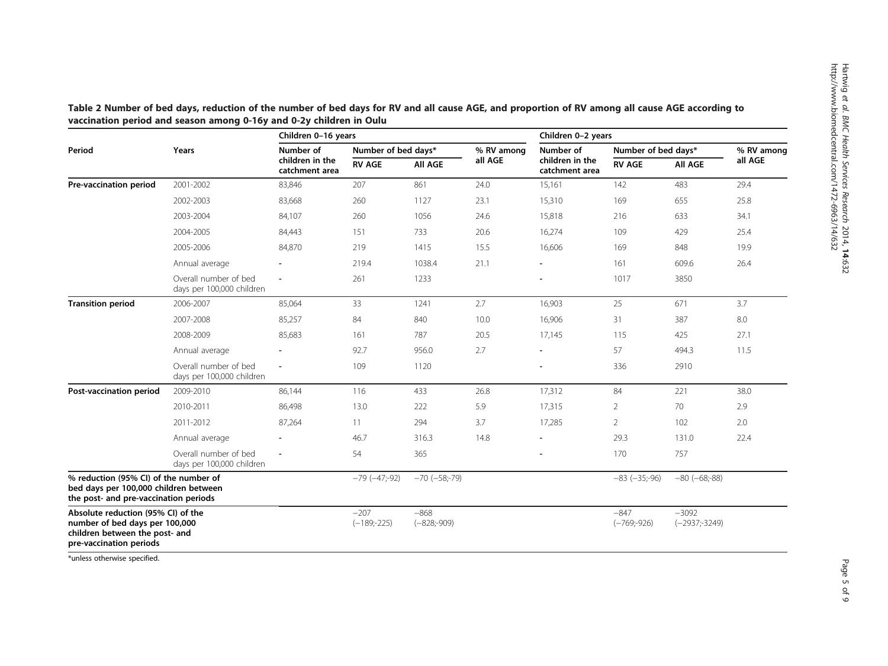**Table 2 Number of bed days, reduction of the number of bed days for RV and all cause AGE, and proportion of RV among all cause AGE according to vaccination period and season among 0-16y and 0-2y children in Oulu**

| Period | Years | Children 0–16 years | | | | Children 0–2 years | | | |
|---|---|---|---|---|---|---|---|---|---|
| | | Number of children in the catchment area | Number of bed days* | | % RV among all AGE | Number of children in the catchment area | Number of bed days* | | % RV among all AGE |
| | | | RV AGE | All AGE | | | RV AGE | All AGE | |
| **Pre-vaccination period** | 2001-2002 | 83,846 | 207 | 861 | 24.0 | 15,161 | 142 | 483 | 29.4 |
| | 2002-2003 | 83,668 | 260 | 1127 | 23.1 | 15,310 | 169 | 655 | 25.8 |
| | 2003-2004 | 84,107 | 260 | 1056 | 24.6 | 15,818 | 216 | 633 | 34.1 |
| | 2004-2005 | 84,443 | 151 | 733 | 20.6 | 16,274 | 109 | 429 | 25.4 |
| | 2005-2006 | 84,870 | 219 | 1415 | 15.5 | 16,606 | 169 | 848 | 19.9 |
| | Annual average | - | 219.4 | 1038.4 | 21.1 | - | 161 | 609.6 | 26.4 |
| | Overall number of bed days per 100,000 children | - | 261 | 1233 | | - | 1017 | 3850 | |
| **Transition period** | 2006-2007 | 85,064 | 33 | 1241 | 2.7 | 16,903 | 25 | 671 | 3.7 |
| | 2007-2008 | 85,257 | 84 | 840 | 10.0 | 16,906 | 31 | 387 | 8.0 |
| | 2008-2009 | 85,683 | 161 | 787 | 20.5 | 17,145 | 115 | 425 | 27.1 |
| | Annual average | - | 92.7 | 956.0 | 2.7 | - | 57 | 494.3 | 11.5 |
| | Overall number of bed days per 100,000 children | - | 109 | 1120 | | - | 336 | 2910 | |
| **Post-vaccination period** | 2009-2010 | 86,144 | 116 | 433 | 26.8 | 17,312 | 84 | 221 | 38.0 |
| | 2010-2011 | 86,498 | 13.0 | 222 | 5.9 | 17,315 | 2 | 70 | 2.9 |
| | 2011-2012 | 87,264 | 11 | 294 | 3.7 | 17,285 | 2 | 102 | 2.0 |
| | Annual average | - | 46.7 | 316.3 | 14.8 | - | 29.3 | 131.0 | 22.4 |
| | Overall number of bed days per 100,000 children | - | 54 | 365 | | - | 170 | 757 | |
| **% reduction (95% CI) of the number of bed days per 100,000 children between the post- and pre-vaccination periods** | | | −79 (−47;-92) | −70 (−58;-79) | | | −83 (−35;-96) | −80 (−68;-88) | |
| **Absolute reduction (95% CI) of the number of bed days per 100,000 children between the post- and pre-vaccination periods** | | | −207 (−189;-225) | −868 (−828;-909) | | | −847 (−769;-926) | −3092 (−2937;-3249) | |

*unless otherwise specified.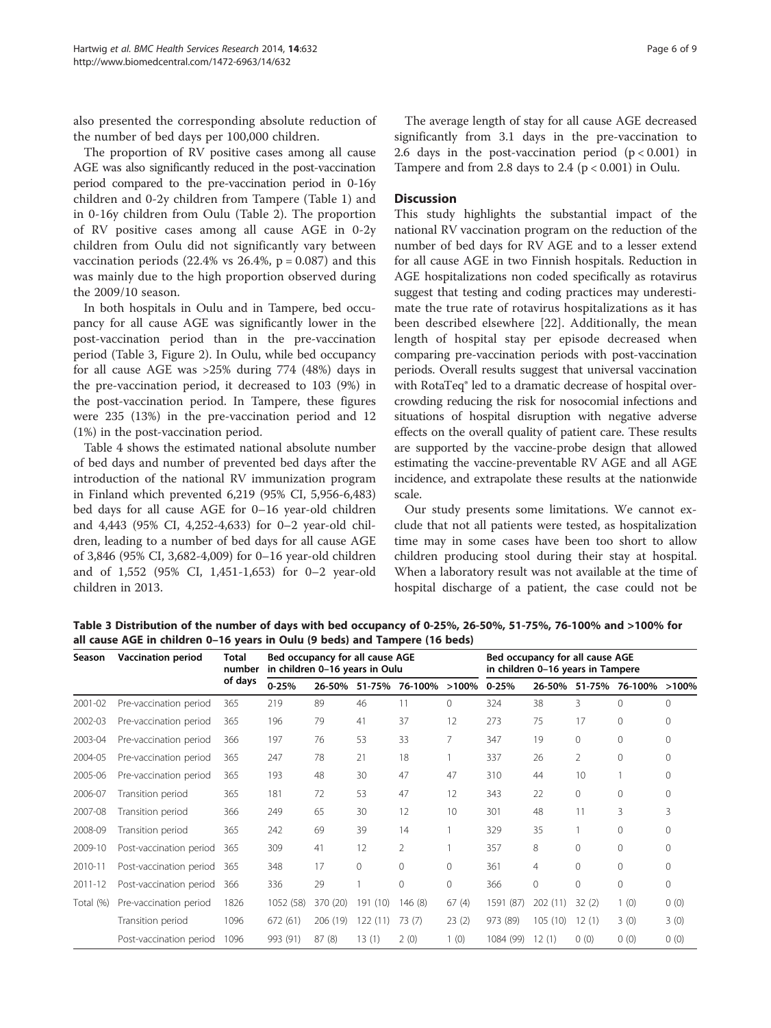also presented the corresponding absolute reduction of the number of bed days per 100,000 children.

The proportion of RV positive cases among all cause AGE was also significantly reduced in the post-vaccination period compared to the pre-vaccination period in 0-16y children and 0-2y children from Tampere (Table 1) and in 0-16y children from Oulu (Table 2). The proportion of RV positive cases among all cause AGE in 0-2y children from Oulu did not significantly vary between vaccination periods (22.4% vs 26.4%, $p = 0.087$) and this was mainly due to the high proportion observed during the 2009/10 season.

In both hospitals in Oulu and in Tampere, bed occupancy for all cause AGE was significantly lower in the post-vaccination period than in the pre-vaccination period (Table 3, Figure 2). In Oulu, while bed occupancy for all cause AGE was >25% during 774 (48%) days in the pre-vaccination period, it decreased to 103 (9%) in the post-vaccination period. In Tampere, these figures were 235 (13%) in the pre-vaccination period and 12 (1%) in the post-vaccination period.

Table 4 shows the estimated national absolute number of bed days and number of prevented bed days after the introduction of the national RV immunization program in Finland which prevented 6,219 (95% CI, 5,956-6,483) bed days for all cause AGE for 0–16 year-old children and 4,443 (95% CI, 4,252-4,633) for 0–2 year-old children, leading to a number of bed days for all cause AGE of 3,846 (95% CI, 3,682-4,009) for 0–16 year-old children and of 1,552 (95% CI, 1,451-1,653) for 0–2 year-old children in 2013.

The average length of stay for all cause AGE decreased significantly from 3.1 days in the pre-vaccination to 2.6 days in the post-vaccination period ($p < 0.001$) in Tampere and from 2.8 days to 2.4 ($p < 0.001$) in Oulu.

## Discussion

This study highlights the substantial impact of the national RV vaccination program on the reduction of the number of bed days for RV AGE and to a lesser extend for all cause AGE in two Finnish hospitals. Reduction in AGE hospitalizations non coded specifically as rotavirus suggest that testing and coding practices may underestimate the true rate of rotavirus hospitalizations as it has been described elsewhere [22]. Additionally, the mean length of hospital stay per episode decreased when comparing pre-vaccination periods with post-vaccination periods. Overall results suggest that universal vaccination with RotaTeq® led to a dramatic decrease of hospital overcrowding reducing the risk for nosocomial infections and situations of hospital disruption with negative adverse effects on the overall quality of patient care. These results are supported by the vaccine-probe design that allowed estimating the vaccine-preventable RV AGE and all AGE incidence, and extrapolate these results at the nationwide scale.

Our study presents some limitations. We cannot exclude that not all patients were tested, as hospitalization time may in some cases have been too short to allow children producing stool during their stay at hospital. When a laboratory result was not available at the time of hospital discharge of a patient, the case could not be

**Table 3 Distribution of the number of days with bed occupancy of 0-25%, 26-50%, 51-75%, 76-100% and >100% for all cause AGE in children 0–16 years in Oulu (9 beds) and Tampere (16 beds)**

| Season | Vaccination period | Total number of days | Bed occupancy for all cause AGE in children 0–16 years in Oulu | | | | | Bed occupancy for all cause AGE in children 0–16 years in Tampere | | | | |
|---|---|---|---|---|---|---|---|---|---|---|---|---|
| | | | 0-25% | 26-50% | 51-75% | 76-100% | >100% | 0-25% | 26-50% | 51-75% | 76-100% | >100% |
| 2001-02 | Pre-vaccination period | 365 | 219 | 89 | 46 | 11 | 0 | 324 | 38 | 3 | 0 | 0 |
| 2002-03 | Pre-vaccination period | 365 | 196 | 79 | 41 | 37 | 12 | 273 | 75 | 17 | 0 | 0 |
| 2003-04 | Pre-vaccination period | 366 | 197 | 76 | 53 | 33 | 7 | 347 | 19 | 0 | 0 | 0 |
| 2004-05 | Pre-vaccination period | 365 | 247 | 78 | 21 | 18 | 1 | 337 | 26 | 2 | 0 | 0 |
| 2005-06 | Pre-vaccination period | 365 | 193 | 48 | 30 | 47 | 47 | 310 | 44 | 10 | 1 | 0 |
| 2006-07 | Transition period | 365 | 181 | 72 | 53 | 47 | 12 | 343 | 22 | 0 | 0 | 0 |
| 2007-08 | Transition period | 366 | 249 | 65 | 30 | 12 | 10 | 301 | 48 | 11 | 3 | 3 |
| 2008-09 | Transition period | 365 | 242 | 69 | 39 | 14 | 1 | 329 | 35 | 1 | 0 | 0 |
| 2009-10 | Post-vaccination period | 365 | 309 | 41 | 12 | 2 | 1 | 357 | 8 | 0 | 0 | 0 |
| 2010-11 | Post-vaccination period | 365 | 348 | 17 | 0 | 0 | 0 | 361 | 4 | 0 | 0 | 0 |
| 2011-12 | Post-vaccination period | 366 | 336 | 29 | 1 | 0 | 0 | 366 | 0 | 0 | 0 | 0 |
| Total (%) | Pre-vaccination period | 1826 | 1052 (58) | 370 (20) | 191 (10) | 146 (8) | 67 (4) | 1591 (87) | 202 (11) | 32 (2) | 1 (0) | 0 (0) |
| | Transition period | 1096 | 672 (61) | 206 (19) | 122 (11) | 73 (7) | 23 (2) | 973 (89) | 105 (10) | 12 (1) | 3 (0) | 3 (0) |
| | Post-vaccination period | 1096 | 993 (91) | 87 (8) | 13 (1) | 2 (0) | 1 (0) | 1084 (99) | 12 (1) | 0 (0) | 0 (0) | 0 (0) |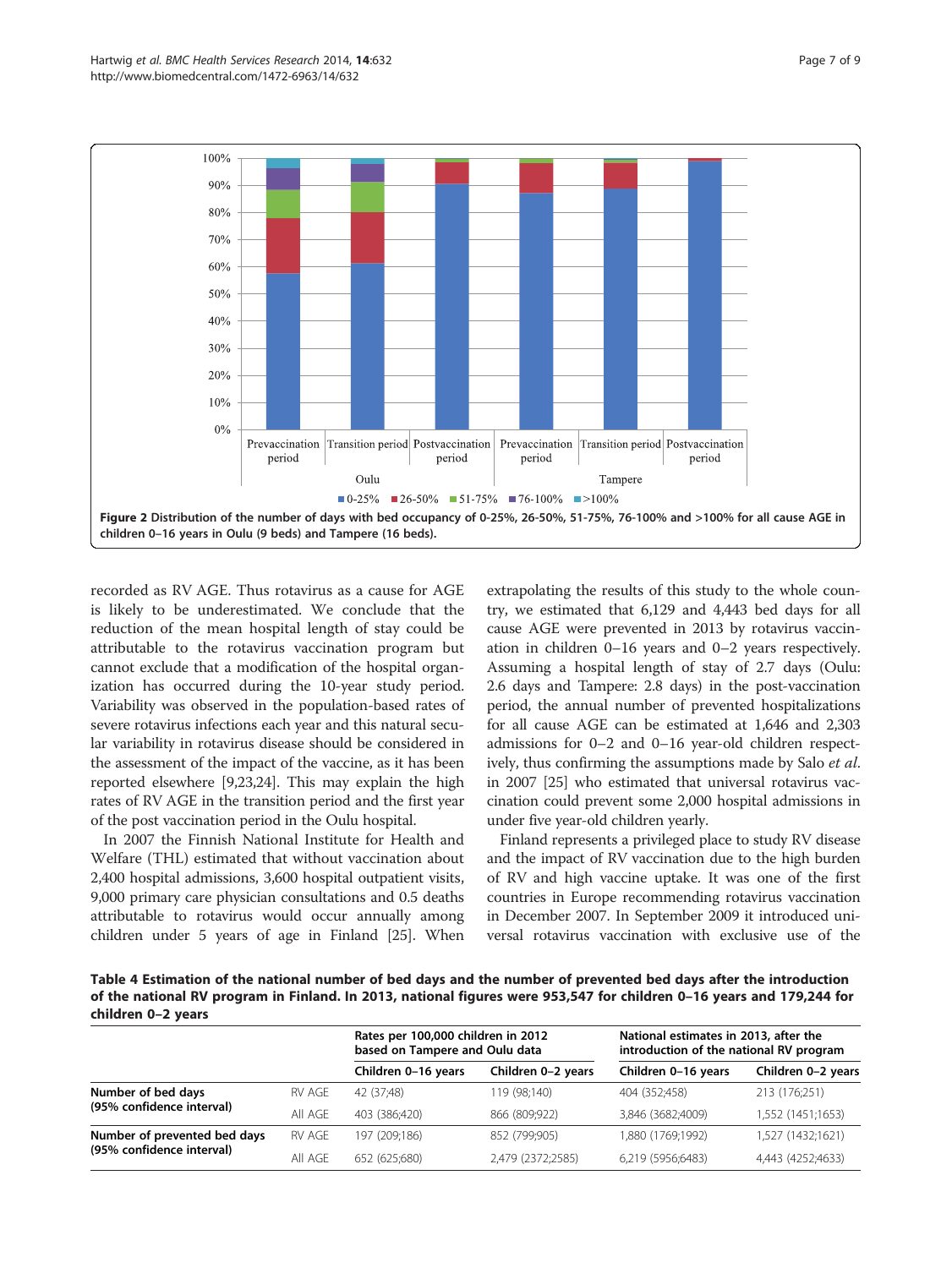Figure 2 Distribution of the number of days with bed occupancy of 0-25%, 26-50%, 51-75%, 76-100% and >100% for all cause AGE in children 0–16 years in Oulu (9 beds) and Tampere (16 beds).

recorded as RV AGE. Thus rotavirus as a cause for AGE is likely to be underestimated. We conclude that the reduction of the mean hospital length of stay could be attributable to the rotavirus vaccination program but cannot exclude that a modification of the hospital organization has occurred during the 10-year study period. Variability was observed in the population-based rates of severe rotavirus infections each year and this natural secular variability in rotavirus disease should be considered in the assessment of the impact of the vaccine, as it has been reported elsewhere [9,23,24]. This may explain the high rates of RV AGE in the transition period and the first year of the post vaccination period in the Oulu hospital.

In 2007 the Finnish National Institute for Health and Welfare (THL) estimated that without vaccination about 2,400 hospital admissions, 3,600 hospital outpatient visits, 9,000 primary care physician consultations and 0.5 deaths attributable to rotavirus would occur annually among children under 5 years of age in Finland [25]. When extrapolating the results of this study to the whole country, we estimated that 6,129 and 4,443 bed days for all cause AGE were prevented in 2013 by rotavirus vaccination in children 0–16 years and 0–2 years respectively. Assuming a hospital length of stay of 2.7 days (Oulu: 2.6 days and Tampere: 2.8 days) in the post-vaccination period, the annual number of prevented hospitalizations for all cause AGE can be estimated at 1,646 and 2,303 admissions for 0–2 and 0–16 year-old children respectively, thus confirming the assumptions made by Salo *et al.* in 2007 [25] who estimated that universal rotavirus vaccination could prevent some 2,000 hospital admissions in under five year-old children yearly.

Finland represents a privileged place to study RV disease and the impact of RV vaccination due to the high burden of RV and high vaccine uptake. It was one of the first countries in Europe recommending rotavirus vaccination in December 2007. In September 2009 it introduced universal rotavirus vaccination with exclusive use of the

**Table 4 Estimation of the national number of bed days and the number of prevented bed days after the introduction of the national RV program in Finland. In 2013, national figures were 953,547 for children 0–16 years and 179,244 for children 0–2 years**

| | | Rates per 100,000 children in 2012 based on Tampere and Oulu data | | National estimates in 2013, after the introduction of the national RV program | |
|---|---|---|---|---|---|
| | | Children 0–16 years | Children 0–2 years | Children 0–16 years | Children 0–2 years |
| Number of bed days (95% confidence interval) | RV AGE | 42 (37;48) | 119 (98;140) | 404 (352;458) | 213 (176;251) |
| | All AGE | 403 (386;420) | 866 (809;922) | 3,846 (3682;4009) | 1,552 (1451;1653) |
| Number of prevented bed days (95% confidence interval) | RV AGE | 197 (209;186) | 852 (799;905) | 1,880 (1769;1992) | 1,527 (1432;1621) |
| | All AGE | 652 (625;680) | 2,479 (2372;2585) | 6,219 (5956;6483) | 4,443 (4252;4633) |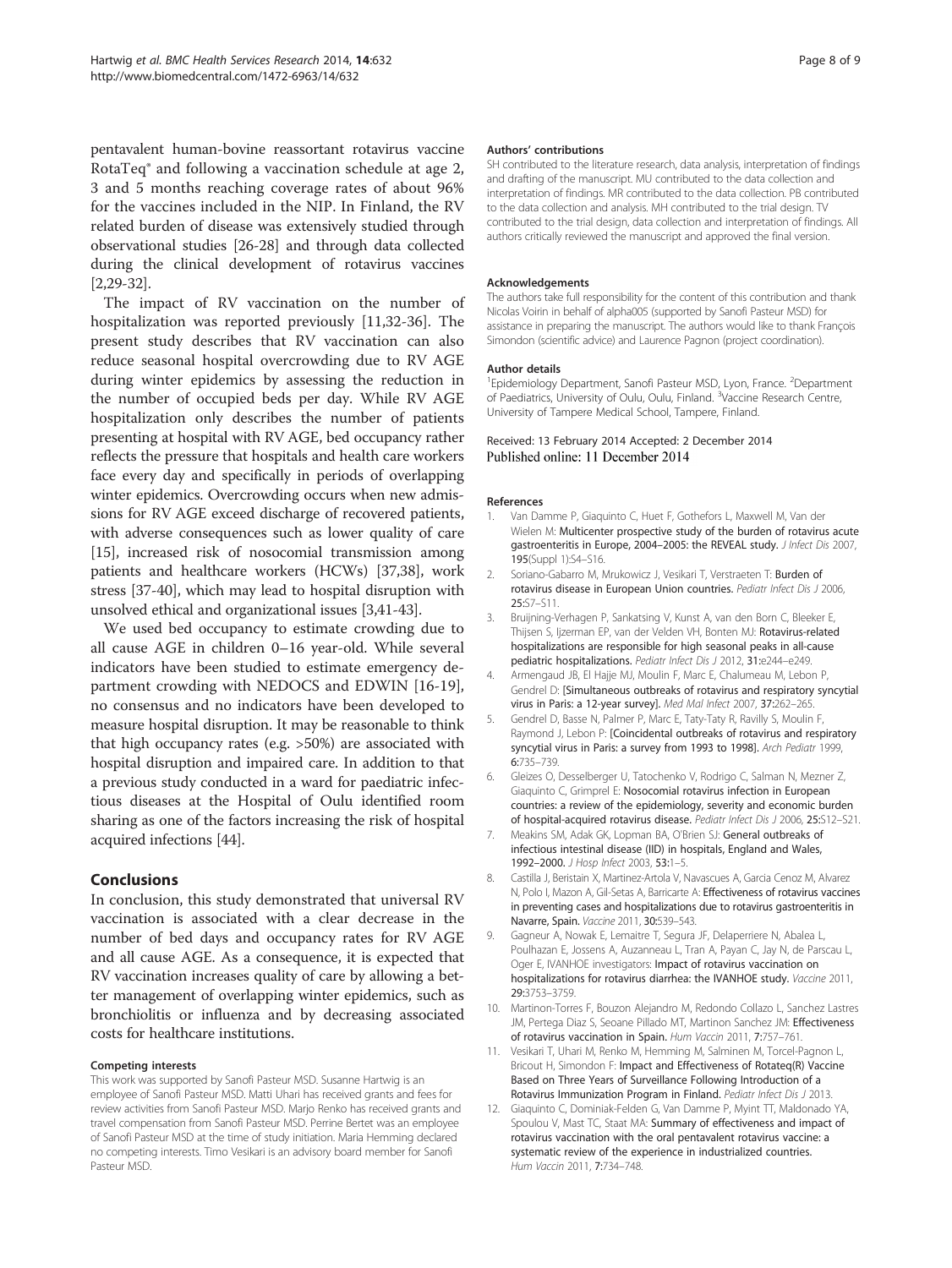pentavalent human-bovine reassortant rotavirus vaccine RotaTeq® and following a vaccination schedule at age 2, 3 and 5 months reaching coverage rates of about 96% for the vaccines included in the NIP. In Finland, the RV related burden of disease was extensively studied through observational studies [26-28] and through data collected during the clinical development of rotavirus vaccines [2,29-32].

The impact of RV vaccination on the number of hospitalization was reported previously [11,32-36]. The present study describes that RV vaccination can also reduce seasonal hospital overcrowding due to RV AGE during winter epidemics by assessing the reduction in the number of occupied beds per day. While RV AGE hospitalization only describes the number of patients presenting at hospital with RV AGE, bed occupancy rather reflects the pressure that hospitals and health care workers face every day and specifically in periods of overlapping winter epidemics. Overcrowding occurs when new admissions for RV AGE exceed discharge of recovered patients, with adverse consequences such as lower quality of care [15], increased risk of nosocomial transmission among patients and healthcare workers (HCWs) [37,38], work stress [37-40], which may lead to hospital disruption with unsolved ethical and organizational issues [3,41-43].

We used bed occupancy to estimate crowding due to all cause AGE in children 0–16 year-old. While several indicators have been studied to estimate emergency department crowding with NEDOCS and EDWIN [16-19], no consensus and no indicators have been developed to measure hospital disruption. It may be reasonable to think that high occupancy rates (e.g. >50%) are associated with hospital disruption and impaired care. In addition to that a previous study conducted in a ward for paediatric infectious diseases at the Hospital of Oulu identified room sharing as one of the factors increasing the risk of hospital acquired infections [44].

## Conclusions

In conclusion, this study demonstrated that universal RV vaccination is associated with a clear decrease in the number of bed days and occupancy rates for RV AGE and all cause AGE. As a consequence, it is expected that RV vaccination increases quality of care by allowing a better management of overlapping winter epidemics, such as bronchiolitis or influenza and by decreasing associated costs for healthcare institutions.

#### Competing interests

This work was supported by Sanofi Pasteur MSD. Susanne Hartwig is an employee of Sanofi Pasteur MSD. Matti Uhari has received grants and fees for review activities from Sanofi Pasteur MSD. Marjo Renko has received grants and travel compensation from Sanofi Pasteur MSD. Perrine Bertet was an employee of Sanofi Pasteur MSD at the time of study initiation. Maria Hemming declared no competing interests. Timo Vesikari is an advisory board member for Sanofi Pasteur MSD.

#### Authors' contributions

SH contributed to the literature research, data analysis, interpretation of findings and drafting of the manuscript. MU contributed to the data collection and interpretation of findings. MR contributed to the data collection. PB contributed to the data collection and analysis. MH contributed to the trial design. TV contributed to the trial design, data collection and interpretation of findings. All authors critically reviewed the manuscript and approved the final version.

#### Acknowledgements

The authors take full responsibility for the content of this contribution and thank Nicolas Voirin in behalf of alpha005 (supported by Sanofi Pasteur MSD) for assistance in preparing the manuscript. The authors would like to thank François Simondon (scientific advice) and Laurence Pagnon (project coordination).

#### Author details

[1]Epidemiology Department, Sanofi Pasteur MSD, Lyon, France. [2]Department of Paediatrics, University of Oulu, Oulu, Finland. [3]Vaccine Research Centre, University of Tampere Medical School, Tampere, Finland.

Received: 13 February 2014 Accepted: 2 December 2014
Published online: 11 December 2014

#### References

1. Van Damme P, Giaquinto C, Huet F, Gothefors L, Maxwell M, Van der Wielen M: **Multicenter prospective study of the burden of rotavirus acute gastroenteritis in Europe, 2004–2005: the REVEAL study.** *J Infect Dis* 2007, **195**(Suppl 1):S4–S16.
2. Soriano-Gabarro M, Mrukowicz J, Vesikari T, Verstraeten T: **Burden of rotavirus disease in European Union countries.** *Pediatr Infect Dis J* 2006, **25**:S7–S11.
3. Bruijning-Verhagen P, Sankatsing V, Kunst A, van den Born C, Bleeker E, Thijsen S, Ijzerman EP, van der Velden VH, Bonten MJ: **Rotavirus-related hospitalizations are responsible for high seasonal peaks in all-cause pediatric hospitalizations.** *Pediatr Infect Dis J* 2012, **31**:e244–e249.
4. Armengaud JB, El Hajje MJ, Moulin F, Marc E, Chalumeau M, Lebon P, Gendrel D: **[Simultaneous outbreaks of rotavirus and respiratory syncytial virus in Paris: a 12-year survey].** *Med Mal Infect* 2007, **37**:262–265.
5. Gendrel D, Basse N, Palmer P, Marc E, Taty-Taty R, Ravilly S, Moulin F, Raymond J, Lebon P: **[Coincidental outbreaks of rotavirus and respiratory syncytial virus in Paris: a survey from 1993 to 1998].** *Arch Pediatr* 1999, **6**:735–739.
6. Gleizes O, Desselberger U, Tatochenko V, Rodrigo C, Salman N, Mezner Z, Giaquinto C, Grimprel E: **Nosocomial rotavirus infection in European countries: a review of the epidemiology, severity and economic burden of hospital-acquired rotavirus disease.** *Pediatr Infect Dis J* 2006, **25**:S12–S21.
7. Meakins SM, Adak GK, Lopman BA, O'Brien SJ: **General outbreaks of infectious intestinal disease (IID) in hospitals, England and Wales, 1992–2000.** *J Hosp Infect* 2003, **53**:1–5.
8. Castilla J, Beristain X, Martinez-Artola V, Navascues A, Garcia Cenoz M, Alvarez N, Polo I, Mazon A, Gil-Setas A, Barricarte A: **Effectiveness of rotavirus vaccines in preventing cases and hospitalizations due to rotavirus gastroenteritis in Navarre, Spain.** *Vaccine* 2011, **30**:539–543.
9. Gagneur A, Nowak E, Lemaitre T, Segura JF, Delaperriere N, Abalea L, Poulhazan E, Jossens A, Auzanneau L, Tran A, Payan C, Jay N, de Parscau L, Oger E, IVANHOE investigators: **Impact of rotavirus vaccination on hospitalizations for rotavirus diarrhea: the IVANHOE study.** *Vaccine* 2011, **29**:3753–3759.
10. Martinon-Torres F, Bouzon Alejandro M, Redondo Collazo L, Sanchez Lastres JM, Pertega Diaz S, Seoane Pillado MT, Martinon Sanchez JM: **Effectiveness of rotavirus vaccination in Spain.** *Hum Vaccin* 2011, **7**:757–761.
11. Vesikari T, Uhari M, Renko M, Hemming M, Salminen M, Torcel-Pagnon L, Bricout H, Simondon F: **Impact and Effectiveness of Rotateq(R) Vaccine Based on Three Years of Surveillance Following Introduction of a Rotavirus Immunization Program in Finland.** *Pediatr Infect Dis J* 2013.
12. Giaquinto C, Dominiak-Felden G, Van Damme P, Myint TT, Maldonado YA, Spoulou V, Mast TC, Staat MA: **Summary of effectiveness and impact of rotavirus vaccination with the oral pentavalent rotavirus vaccine: a systematic review of the experience in industrialized countries.** *Hum Vaccin* 2011, **7**:734–748.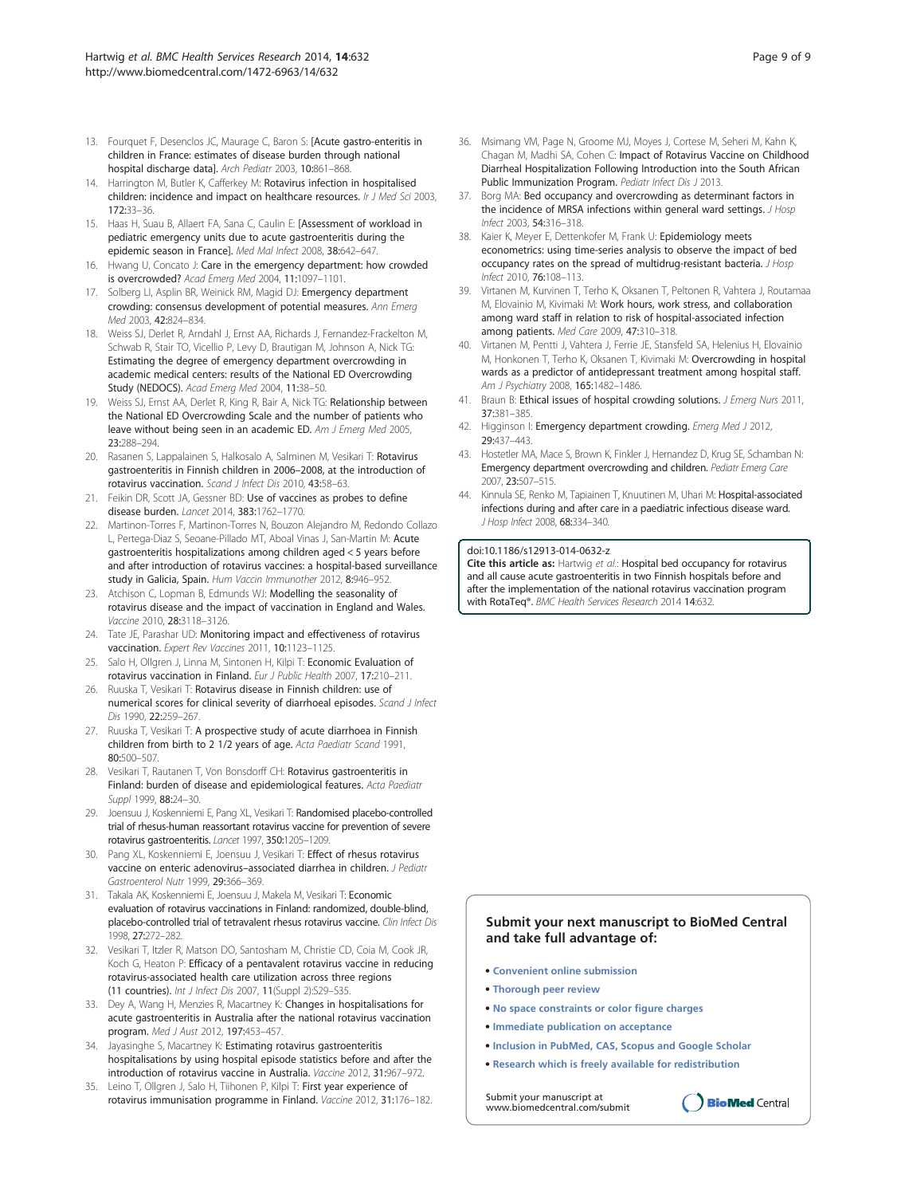13. Fourquet F, Desenclos JC, Maurage C, Baron S: [Acute gastro-enteritis in children in France: estimates of disease burden through national hospital discharge data]. *Arch Pediatr* 2003, **10:**861–868.
14. Harrington M, Butler K, Cafferkey M: Rotavirus infection in hospitalised children: incidence and impact on healthcare resources. *Ir J Med Sci* 2003, **172:**33–36.
15. Haas H, Suau B, Allaert FA, Sana C, Caulin E: [Assessment of workload in pediatric emergency units due to acute gastroenteritis during the epidemic season in France]. *Med Mal Infect* 2008, **38:**642–647.
16. Hwang U, Concato J: Care in the emergency department: how crowded is overcrowded? *Acad Emerg Med* 2004, **11:**1097–1101.
17. Solberg LI, Asplin BR, Weinick RM, Magid DJ: Emergency department crowding: consensus development of potential measures. *Ann Emerg Med* 2003, **42:**824–834.
18. Weiss SJ, Derlet R, Arndahl J, Ernst AA, Richards J, Fernandez-Frackelton M, Schwab R, Stair TO, Vicellio P, Levy D, Brautigan M, Johnson A, Nick TG: Estimating the degree of emergency department overcrowding in academic medical centers: results of the National ED Overcrowding Study (NEDOCS). *Acad Emerg Med* 2004, **11:**38–50.
19. Weiss SJ, Ernst AA, Derlet R, King R, Bair A, Nick TG: Relationship between the National ED Overcrowding Scale and the number of patients who leave without being seen in an academic ED. *Am J Emerg Med* 2005, **23:**288–294.
20. Rasanen S, Lappalainen S, Halkosalo A, Salminen M, Vesikari T: Rotavirus gastroenteritis in Finnish children in 2006–2008, at the introduction of rotavirus vaccination. *Scand J Infect Dis* 2010, **43:**58–63.
21. Feikin DR, Scott JA, Gessner BD: Use of vaccines as probes to define disease burden. *Lancet* 2014, **383:**1762–1770.
22. Martinon-Torres F, Martinon-Torres N, Bouzon Alejandro M, Redondo Collazo L, Pertega-Diaz S, Seoane-Pillado MT, Aboal Vinas J, San-Martin M: Acute gastroenteritis hospitalizations among children aged < 5 years before and after introduction of rotavirus vaccines: a hospital-based surveillance study in Galicia, Spain. *Hum Vaccin Immunother* 2012, **8:**946–952.
23. Atchison C, Lopman B, Edmunds WJ: Modelling the seasonality of rotavirus disease and the impact of vaccination in England and Wales. *Vaccine* 2010, **28:**3118–3126.
24. Tate JE, Parashar UD: Monitoring impact and effectiveness of rotavirus vaccination. *Expert Rev Vaccines* 2011, **10:**1123–1125.
25. Salo H, Ollgren J, Linna M, Sintonen H, Kilpi T: Economic Evaluation of rotavirus vaccination in Finland. *Eur J Public Health* 2007, **17:**210–211.
26. Ruuska T, Vesikari T: Rotavirus disease in Finnish children: use of numerical scores for clinical severity of diarrhoeal episodes. *Scand J Infect Dis* 1990, **22:**259–267.
27. Ruuska T, Vesikari T: A prospective study of acute diarrhoea in Finnish children from birth to 2 1/2 years of age. *Acta Paediatr Scand* 1991, **80:**500–507.
28. Vesikari T, Rautanen T, Von Bonsdorff CH: Rotavirus gastroenteritis in Finland: burden of disease and epidemiological features. *Acta Paediatr Suppl* 1999, **88:**24–30.
29. Joensuu J, Koskenniemi E, Pang XL, Vesikari T: Randomised placebo-controlled trial of rhesus-human reassortant rotavirus vaccine for prevention of severe rotavirus gastroenteritis. *Lancet* 1997, **350:**1205–1209.
30. Pang XL, Koskenniemi E, Joensuu J, Vesikari T: Effect of rhesus rotavirus vaccine on enteric adenovirus–associated diarrhea in children. *J Pediatr Gastroenterol Nutr* 1999, **29:**366–369.
31. Takala AK, Koskenniemi E, Joensuu J, Makela M, Vesikari T: Economic evaluation of rotavirus vaccinations in Finland: randomized, double-blind, placebo-controlled trial of tetravalent rhesus rotavirus vaccine. *Clin Infect Dis* 1998, **27:**272–282.
32. Vesikari T, Itzler R, Matson DO, Santosham M, Christie CD, Coia M, Cook JR, Koch G, Heaton P: Efficacy of a pentavalent rotavirus vaccine in reducing rotavirus-associated health care utilization across three regions (11 countries). *Int J Infect Dis* 2007, **11**(Suppl 2):S29–S35.
33. Dey A, Wang H, Menzies R, Macartney K: Changes in hospitalisations for acute gastroenteritis in Australia after the national rotavirus vaccination program. *Med J Aust* 2012, **197:**453–457.
34. Jayasinghe S, Macartney K: Estimating rotavirus gastroenteritis hospitalisations by using hospital episode statistics before and after the introduction of rotavirus vaccine in Australia. *Vaccine* 2012, **31:**967–972.
35. Leino T, Ollgren J, Salo H, Tiihonen P, Kilpi T: First year experience of rotavirus immunisation programme in Finland. *Vaccine* 2012, **31:**176–182.
36. Msimang VM, Page N, Groome MJ, Moyes J, Cortese M, Seheri M, Kahn K, Chagan M, Madhi SA, Cohen C: Impact of Rotavirus Vaccine on Childhood Diarrheal Hospitalization Following Introduction into the South African Public Immunization Program. *Pediatr Infect Dis J* 2013.
37. Borg MA: Bed occupancy and overcrowding as determinant factors in the incidence of MRSA infections within general ward settings. *J Hosp Infect* 2003, **54:**316–318.
38. Kaier K, Meyer E, Dettenkofer M, Frank U: Epidemiology meets econometrics: using time-series analysis to observe the impact of bed occupancy rates on the spread of multidrug-resistant bacteria. *J Hosp Infect* 2010, **76:**108–113.
39. Virtanen M, Kurvinen T, Terho K, Oksanen T, Peltonen R, Vahtera J, Routamaa M, Elovainio M, Kivimaki M: Work hours, work stress, and collaboration among ward staff in relation to risk of hospital-associated infection among patients. *Med Care* 2009, **47:**310–318.
40. Virtanen M, Pentti J, Vahtera J, Ferrie JE, Stansfeld SA, Helenius H, Elovainio M, Honkonen T, Terho K, Oksanen T, Kivimaki M: Overcrowding in hospital wards as a predictor of antidepressant treatment among hospital staff. *Am J Psychiatry* 2008, **165:**1482–1486.
41. Braun B: Ethical issues of hospital crowding solutions. *J Emerg Nurs* 2011, **37:**381–385.
42. Higginson I: Emergency department crowding. *Emerg Med J* 2012, **29:**437–443.
43. Hostetler MA, Mace S, Brown K, Finkler J, Hernandez D, Krug SE, Schamban N: Emergency department overcrowding and children. *Pediatr Emerg Care* 2007, **23:**507–515.
44. Kinnula SE, Renko M, Tapiainen T, Knuutinen M, Uhari M: Hospital-associated infections during and after care in a paediatric infectious disease ward. *J Hosp Infect* 2008, **68:**334–340.

doi:10.1186/s12913-014-0632-z

**Cite this article as:** Hartwig *et al.*: Hospital bed occupancy for rotavirus and all cause acute gastroenteritis in two Finnish hospitals before and after the implementation of the national rotavirus vaccination program with RotaTeq®. *BMC Health Services Research* 2014 **14:**632.

**Submit your next manuscript to BioMed Central and take full advantage of:**

- Convenient online submission
- Thorough peer review
- No space constraints or color figure charges
- Immediate publication on acceptance
- Inclusion in PubMed, CAS, Scopus and Google Scholar
- Research which is freely available for redistribution

Submit your manuscript at www.biomedcentral.com/submit

BioMed Central